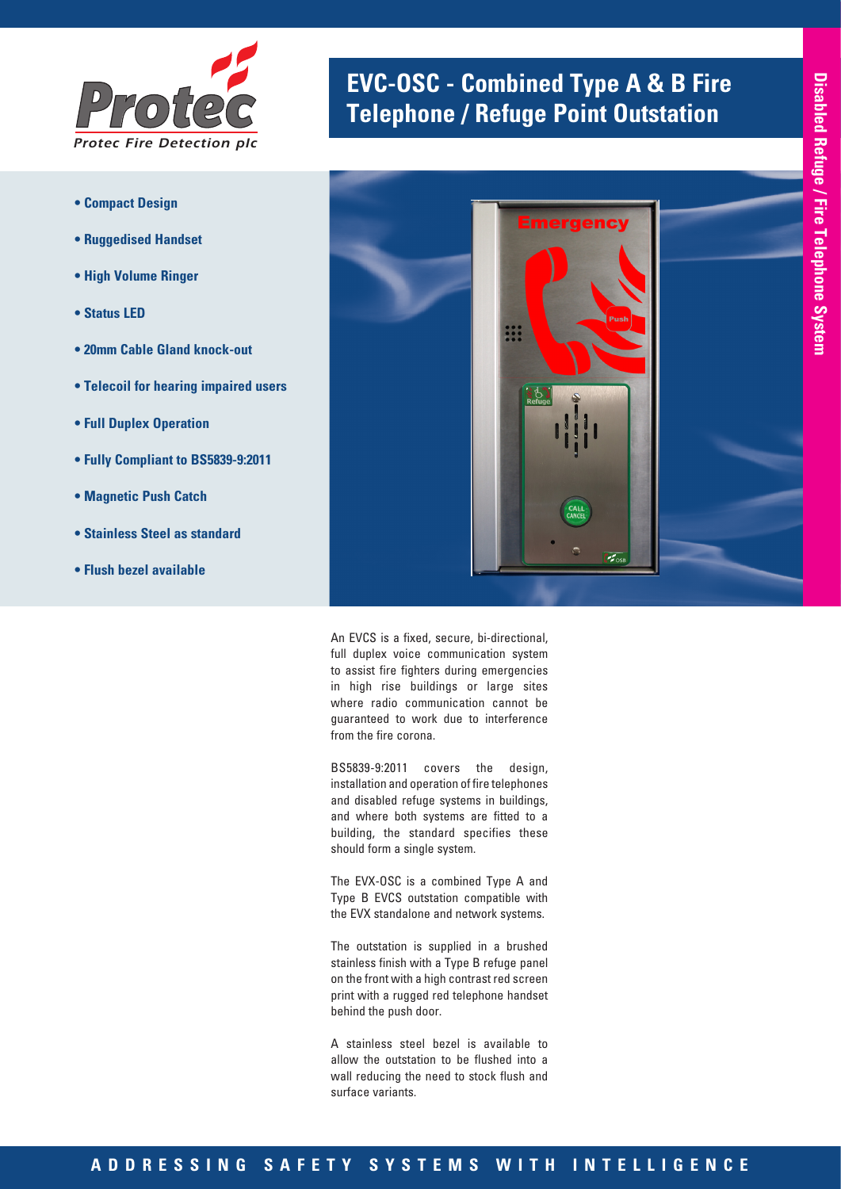Protec Fire Detection plc

# EVC-OSC - Combined Type A & B Fire Telephone / Refuge Point Outstation

Disabled Refuge / Fire Telephone System

- **Compact Design**
- **Ruggedised Handset**
- **High Volume Ringer**
- **Status LED**
- **20mm Cable Gland knock-out**
- **Telecoil for hearing impaired users**
- **Full Duplex Operation**
- **Fully Compliant to BS5839-9:2011**
- **Magnetic Push Catch**
- **Stainless Steel as standard**
- **Flush bezel available**

An EVCS is a fixed, secure, bi-directional, full duplex voice communication system to assist fire fighters during emergencies in high rise buildings or large sites where radio communication cannot be guaranteed to work due to interference from the fire corona.

BS5839-9:2011 covers the design, installation and operation of fire telephones and disabled refuge systems in buildings, and where both systems are fitted to a building, the standard specifies these should form a single system.

The EVX-OSC is a combined Type A and Type B EVCS outstation compatible with the EVX standalone and network systems.

The outstation is supplied in a brushed stainless finish with a Type B refuge panel on the front with a high contrast red screen print with a rugged red telephone handset behind the push door.

A stainless steel bezel is available to allow the outstation to be flushed into a wall reducing the need to stock flush and surface variants.

ADDRESSING SAFETY SYSTEMS WITH INTELLIGENCE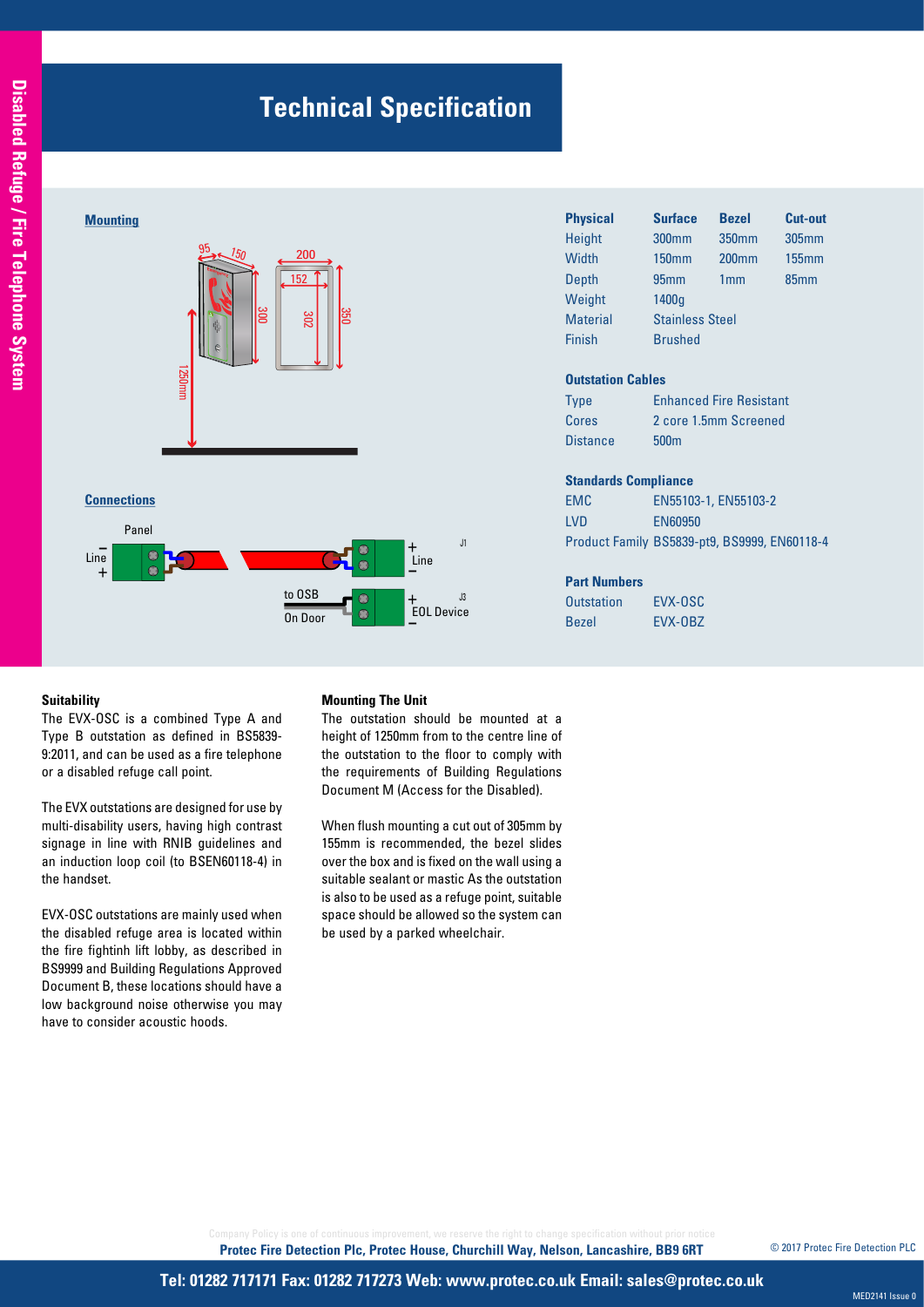# Technical Specification

**Mounting**

95 150 200 152 300 302 350 1250mm

**Connections**

Panel

– Line +

\+ Line – J1

to OSB On Door

\+ EOL Device – J3

| Physical | Surface | Bezel | Cut-out |
|---|---|---|---|
| Height | 300mm | 350mm | 305mm |
| Width | 150mm | 200mm | 155mm |
| Depth | 95mm | 1mm | 85mm |
| Weight | 1400g | | |
| Material | Stainless Steel | | |
| Finish | Brushed | | |

**Outstation Cables**

| | |
|---|---|
| Type | Enhanced Fire Resistant |
| Cores | 2 core 1.5mm Screened |
| Distance | 500m |

**Standards Compliance**

| | |
|---|---|
| EMC | EN55103-1, EN55103-2 |
| LVD | EN60950 |
| Product Family | BS5839-pt9, BS9999, EN60118-4 |

**Part Numbers**

| | |
|---|---|
| Outstation | EVX-OSC |
| Bezel | EVX-OBZ |

**Suitability**

The EVX-OSC is a combined Type A and Type B outstation as defined in BS5839-9:2011, and can be used as a fire telephone or a disabled refuge call point.

The EVX outstations are designed for use by multi-disability users, having high contrast signage in line with RNIB guidelines and an induction loop coil (to BSEN60118-4) in the handset.

EVX-OSC outstations are mainly used when the disabled refuge area is located within the fire fightinh lift lobby, as described in BS9999 and Building Regulations Approved Document B, these locations should have a low background noise otherwise you may have to consider acoustic hoods.

**Mounting The Unit**

The outstation should be mounted at a height of 1250mm from to the centre line of the outstation to the floor to comply with the requirements of Building Regulations Document M (Access for the Disabled).

When flush mounting a cut out of 305mm by 155mm is recommended, the bezel slides over the box and is fixed on the wall using a suitable sealant or mastic As the outstation is also to be used as a refuge point, suitable space should be allowed so the system can be used by a parked wheelchair.

Company Policy is one of continuous improvement, we reserve the right to change specification without prior notice

**Protec Fire Detection Plc, Protec House, Churchill Way, Nelson, Lancashire, BB9 6RT**

© 2017 Protec Fire Detection PLC

**Tel: 01282 717171 Fax: 01282 717273 Web: www.protec.co.uk Email: sales@protec.co.uk**

MED2141 Issue 0